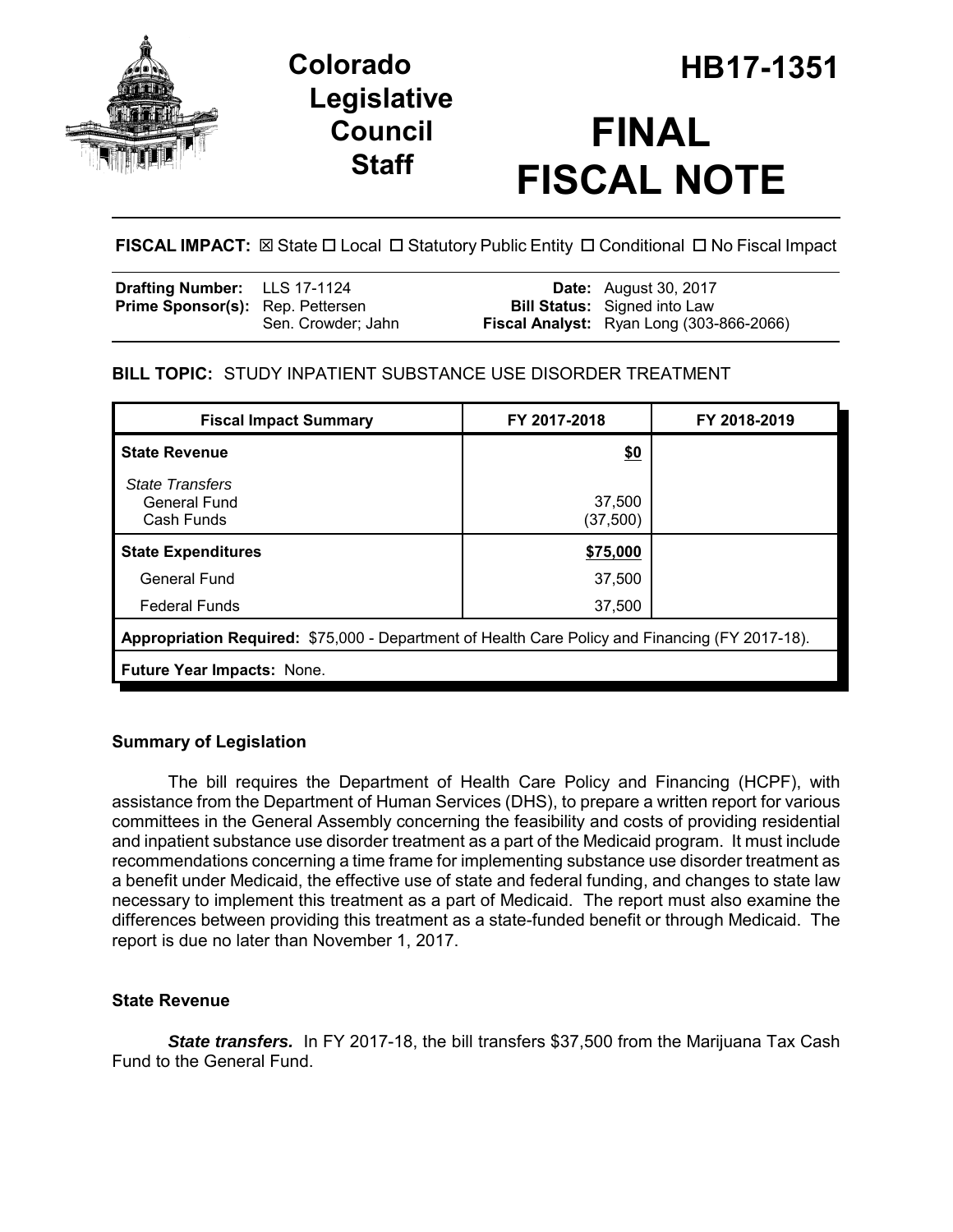# Colorado Legislative Council Staff

# HB17-1351

# FINAL FISCAL NOTE

**FISCAL IMPACT:** ☒ State ☐ Local ☐ Statutory Public Entity ☐ Conditional ☐ No Fiscal Impact

| | | | |
|---|---|---|---|
| **Drafting Number:** | LLS 17-1124 | **Date:** | August 30, 2017 |
| **Prime Sponsor(s):** | Rep. Pettersen<br>Sen. Crowder; Jahn | **Bill Status:** | Signed into Law |
| | | **Fiscal Analyst:** | Ryan Long (303-866-2066) |

## BILL TOPIC: STUDY INPATIENT SUBSTANCE USE DISORDER TREATMENT

| Fiscal Impact Summary | FY 2017-2018 | FY 2018-2019 |
|---|---|---|
| **State Revenue** | **$0** | |
| *State Transfers* | | |
| General Fund | 37,500 | |
| Cash Funds | (37,500) | |
| **State Expenditures** | **$75,000** | |
| General Fund | 37,500 | |
| Federal Funds | 37,500 | |
| **Appropriation Required:** $75,000 - Department of Health Care Policy and Financing (FY 2017-18). | | |
| **Future Year Impacts:** None. | | |

### Summary of Legislation

The bill requires the Department of Health Care Policy and Financing (HCPF), with assistance from the Department of Human Services (DHS), to prepare a written report for various committees in the General Assembly concerning the feasibility and costs of providing residential and inpatient substance use disorder treatment as a part of the Medicaid program. It must include recommendations concerning a time frame for implementing substance use disorder treatment as a benefit under Medicaid, the effective use of state and federal funding, and changes to state law necessary to implement this treatment as a part of Medicaid. The report must also examine the differences between providing this treatment as a state-funded benefit or through Medicaid. The report is due no later than November 1, 2017.

### State Revenue

***State transfers.*** In FY 2017-18, the bill transfers $37,500 from the Marijuana Tax Cash Fund to the General Fund.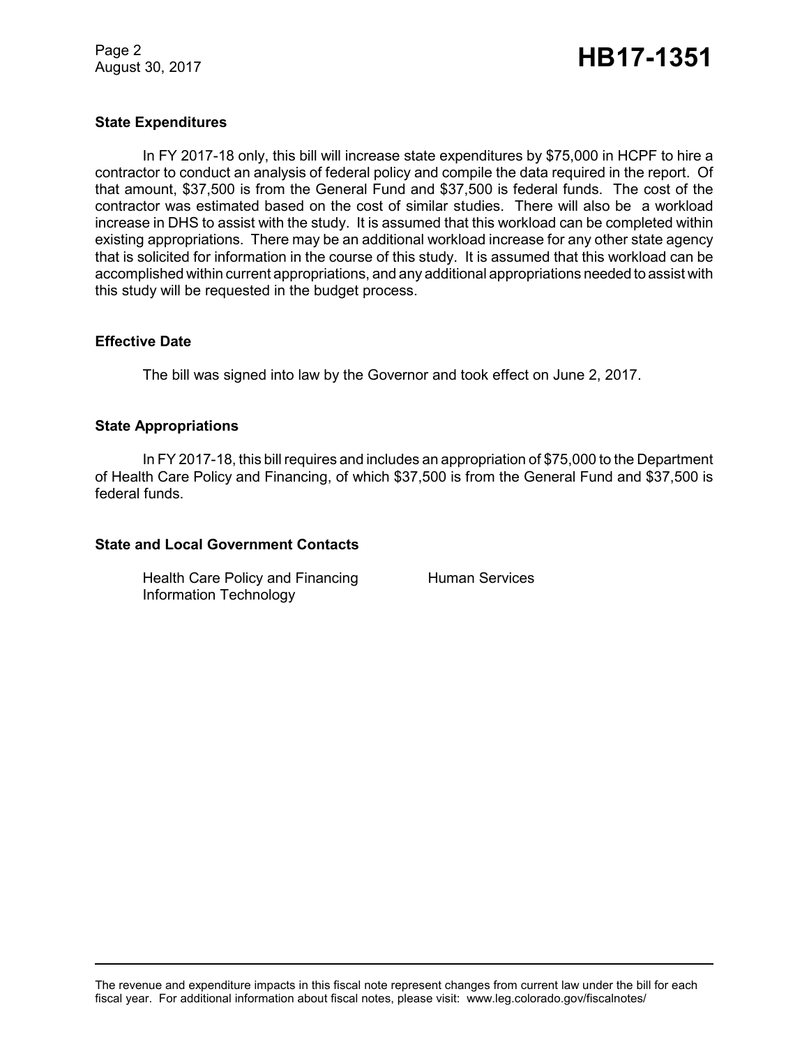## State Expenditures

In FY 2017-18 only, this bill will increase state expenditures by $75,000 in HCPF to hire a contractor to conduct an analysis of federal policy and compile the data required in the report. Of that amount, $37,500 is from the General Fund and $37,500 is federal funds. The cost of the contractor was estimated based on the cost of similar studies. There will also be a workload increase in DHS to assist with the study. It is assumed that this workload can be completed within existing appropriations. There may be an additional workload increase for any other state agency that is solicited for information in the course of this study. It is assumed that this workload can be accomplished within current appropriations, and any additional appropriations needed to assist with this study will be requested in the budget process.

## Effective Date

The bill was signed into law by the Governor and took effect on June 2, 2017.

## State Appropriations

In FY 2017-18, this bill requires and includes an appropriation of $75,000 to the Department of Health Care Policy and Financing, of which $37,500 is from the General Fund and $37,500 is federal funds.

## State and Local Government Contacts

Health Care Policy and Financing
Human Services
Information Technology

The revenue and expenditure impacts in this fiscal note represent changes from current law under the bill for each fiscal year. For additional information about fiscal notes, please visit: www.leg.colorado.gov/fiscalnotes/